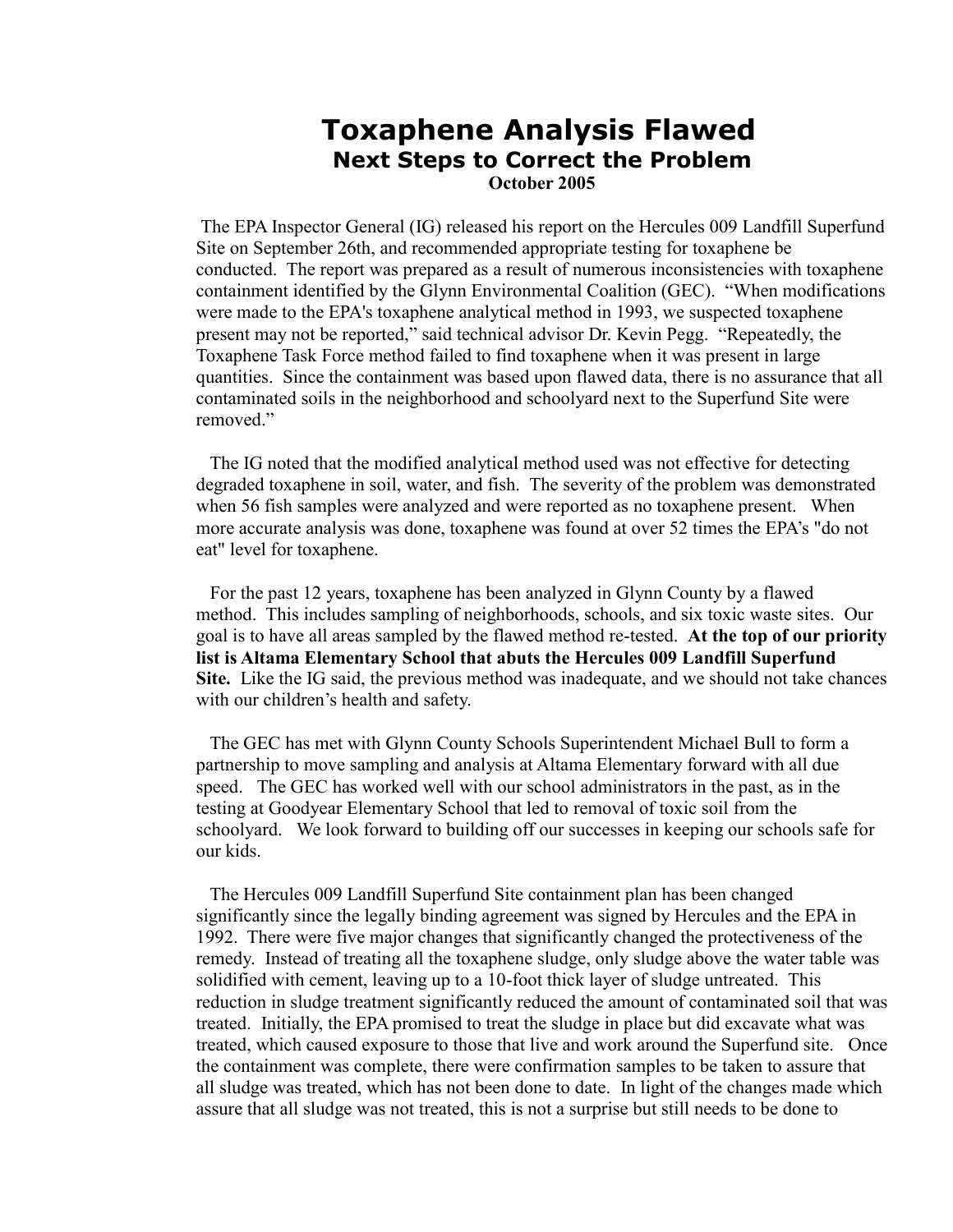# Toxaphene Analysis Flawed

## Next Steps to Correct the Problem

**October 2005**

The EPA Inspector General (IG) released his report on the Hercules 009 Landfill Superfund Site on September 26th, and recommended appropriate testing for toxaphene be conducted. The report was prepared as a result of numerous inconsistencies with toxaphene containment identified by the Glynn Environmental Coalition (GEC). "When modifications were made to the EPA's toxaphene analytical method in 1993, we suspected toxaphene present may not be reported," said technical advisor Dr. Kevin Pegg. "Repeatedly, the Toxaphene Task Force method failed to find toxaphene when it was present in large quantities. Since the containment was based upon flawed data, there is no assurance that all contaminated soils in the neighborhood and schoolyard next to the Superfund Site were removed."

The IG noted that the modified analytical method used was not effective for detecting degraded toxaphene in soil, water, and fish. The severity of the problem was demonstrated when 56 fish samples were analyzed and were reported as no toxaphene present. When more accurate analysis was done, toxaphene was found at over 52 times the EPA's "do not eat" level for toxaphene.

For the past 12 years, toxaphene has been analyzed in Glynn County by a flawed method. This includes sampling of neighborhoods, schools, and six toxic waste sites. Our goal is to have all areas sampled by the flawed method re-tested. **At the top of our priority list is Altama Elementary School that abuts the Hercules 009 Landfill Superfund Site.** Like the IG said, the previous method was inadequate, and we should not take chances with our children's health and safety.

The GEC has met with Glynn County Schools Superintendent Michael Bull to form a partnership to move sampling and analysis at Altama Elementary forward with all due speed. The GEC has worked well with our school administrators in the past, as in the testing at Goodyear Elementary School that led to removal of toxic soil from the schoolyard. We look forward to building off our successes in keeping our schools safe for our kids.

The Hercules 009 Landfill Superfund Site containment plan has been changed significantly since the legally binding agreement was signed by Hercules and the EPA in 1992. There were five major changes that significantly changed the protectiveness of the remedy. Instead of treating all the toxaphene sludge, only sludge above the water table was solidified with cement, leaving up to a 10-foot thick layer of sludge untreated. This reduction in sludge treatment significantly reduced the amount of contaminated soil that was treated. Initially, the EPA promised to treat the sludge in place but did excavate what was treated, which caused exposure to those that live and work around the Superfund site. Once the containment was complete, there were confirmation samples to be taken to assure that all sludge was treated, which has not been done to date. In light of the changes made which assure that all sludge was not treated, this is not a surprise but still needs to be done to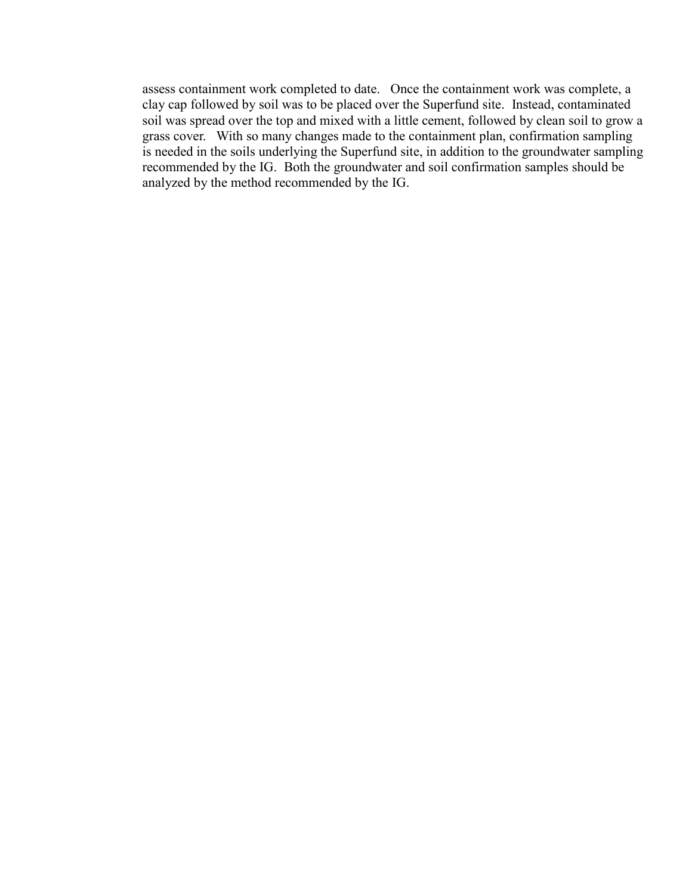assess containment work completed to date. Once the containment work was complete, a clay cap followed by soil was to be placed over the Superfund site. Instead, contaminated soil was spread over the top and mixed with a little cement, followed by clean soil to grow a grass cover. With so many changes made to the containment plan, confirmation sampling is needed in the soils underlying the Superfund site, in addition to the groundwater sampling recommended by the IG. Both the groundwater and soil confirmation samples should be analyzed by the method recommended by the IG.